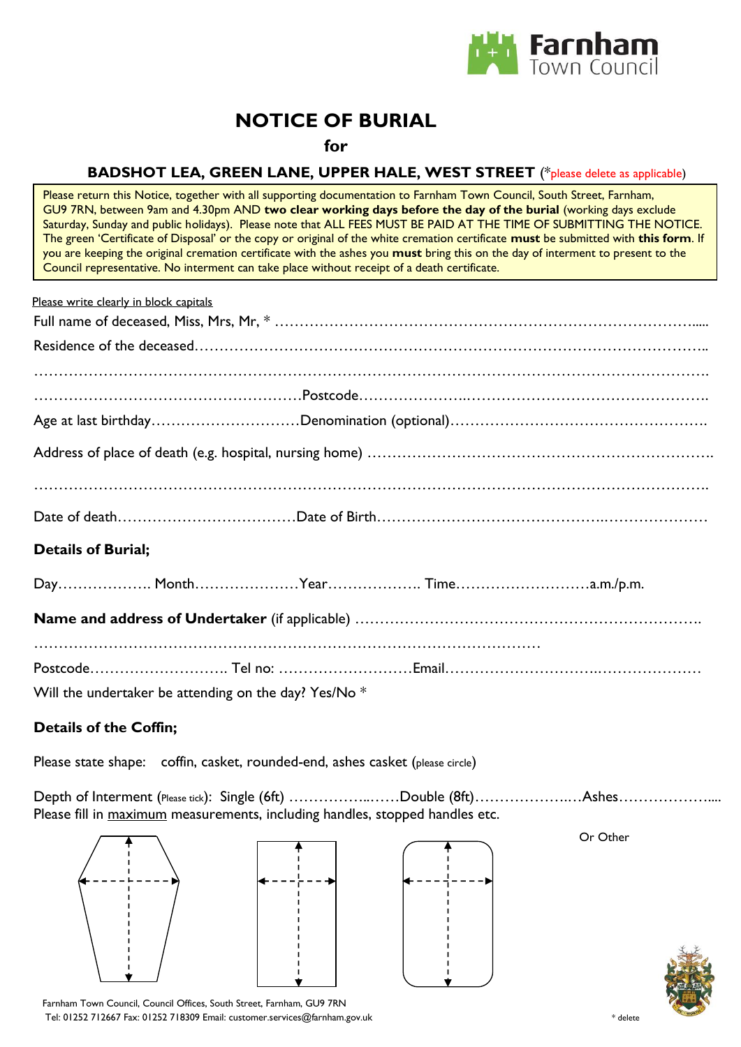Farnham Town Council

# NOTICE OF BURIAL

**for**

**BADSHOT LEA, GREEN LANE, UPPER HALE, WEST STREET** (*please delete as applicable)

Please return this Notice, together with all supporting documentation to Farnham Town Council, South Street, Farnham, GU9 7RN, between 9am and 4.30pm AND **two clear working days before the day of the burial** (working days exclude Saturday, Sunday and public holidays). Please note that ALL FEES MUST BE PAID AT THE TIME OF SUBMITTING THE NOTICE. The green 'Certificate of Disposal' or the copy or original of the white cremation certificate **must** be submitted with **this form**. If you are keeping the original cremation certificate with the ashes you **must** bring this on the day of interment to present to the Council representative. No interment can take place without receipt of a death certificate.

Please write clearly in block capitals

Full name of deceased, Miss, Mrs, Mr, * …………………………………………………………………………......

Residence of the deceased……………………………………………………………………………………………..

…………………………………………………………………………………………………………………………….

………………………………………………Postcode…………………..……………………………………………….

Age at last birthday…………………………Denomination (optional)…………………………………………….

Address of place of death (e.g. hospital, nursing home) ………………………………………………………….

…………………………………………………………………………………………………………………………….

Date of death………………………………Date of Birth………………………………………..…………………

**Details of Burial;**

Day………………. Month…………………Year………………. Time………………………a.m./p.m.

**Name and address of Undertaker** (if applicable) ………………………………………………………….

…………………………………………………………………………………………

Postcode……………………….. Tel no: ………………………Email…………………………..…………………

Will the undertaker be attending on the day? Yes/No *

**Details of the Coffin;**

Please state shape: coffin, casket, rounded-end, ashes casket (please circle)

Depth of Interment (Please tick): Single (6ft) ……………..……Double (8ft)………………..…Ashes………………....

Please fill in maximum measurements, including handles, stopped handles etc.

Or Other

Farnham Town Council, Council Offices, South Street, Farnham, GU9 7RN
Tel: 01252 712667 Fax: 01252 718309 Email: customer.services@farnham.gov.uk

* delete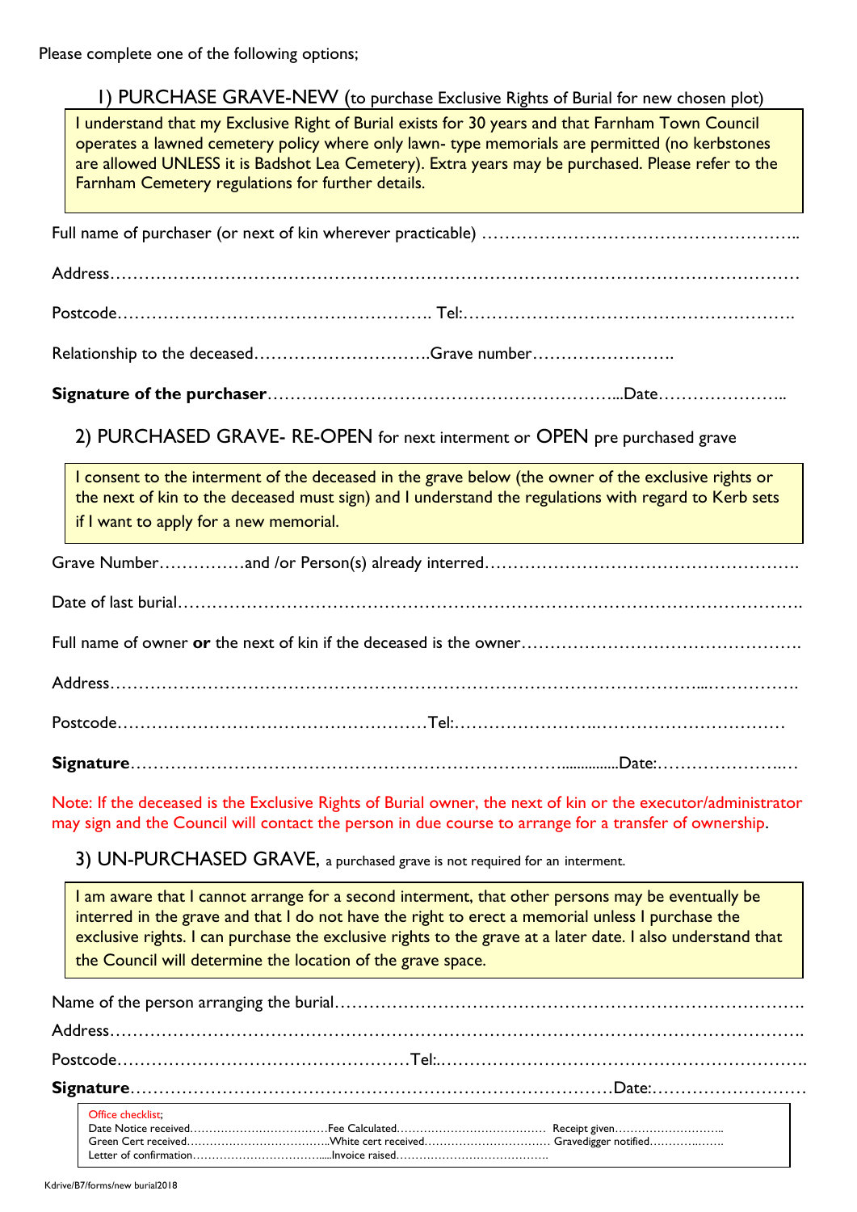Please complete one of the following options;

## 1) PURCHASE GRAVE-NEW (to purchase Exclusive Rights of Burial for new chosen plot)

I understand that my Exclusive Right of Burial exists for 30 years and that Farnham Town Council operates a lawned cemetery policy where only lawn- type memorials are permitted (no kerbstones are allowed UNLESS it is Badshot Lea Cemetery). Extra years may be purchased. Please refer to the Farnham Cemetery regulations for further details.

Full name of purchaser (or next of kin wherever practicable) ……………………………………………..

Address……………………………………………………………………………………………………

Postcode………………………………………………. Tel:………………………………………………….

Relationship to the deceased………………………….Grave number…………………….

**Signature of the purchaser**……………………………………………………...Date…………………..

## 2) PURCHASED GRAVE- RE-OPEN for next interment or OPEN pre purchased grave

I consent to the interment of the deceased in the grave below (the owner of the exclusive rights or the next of kin to the deceased must sign) and I understand the regulations with regard to Kerb sets if I want to apply for a new memorial.

Grave Number……………and /or Person(s) already interred……………………………………………….

Date of last burial…………………………………………………………………………………………….

Full name of owner **or** the next of kin if the deceased is the owner………………………………………….

Address…………………………………………………………………………………...…………….

Postcode………………………………………………Tel:……………………..……………………………

**Signature**……………………………………………………………………...............Date:…………………..…

Note: If the deceased is the Exclusive Rights of Burial owner, the next of kin or the executor/administrator may sign and the Council will contact the person in due course to arrange for a transfer of ownership.

## 3) UN-PURCHASED GRAVE, a purchased grave is not required for an interment.

I am aware that I cannot arrange for a second interment, that other persons may be eventually be interred in the grave and that I do not have the right to erect a memorial unless I purchase the exclusive rights. I can purchase the exclusive rights to the grave at a later date. I also understand that the Council will determine the location of the grave space.

Name of the person arranging the burial……………………………………………………………………….

Address……………………………………………………………………………………………………….

Postcode……………………………………………Tel:.……………………………………………………….

**Signature**…………………………………………………………………………Date:………………………

Office checklist;

Date Notice received………………………………Fee Calculated………………………………… Receipt given………………………..

Green Cert received……………………………….White cert received…………………………… Gravedigger notified…………..…….

Letter of confirmation……………………………....Invoice raised………………………………….

Kdrive/B7/forms/new burial2018